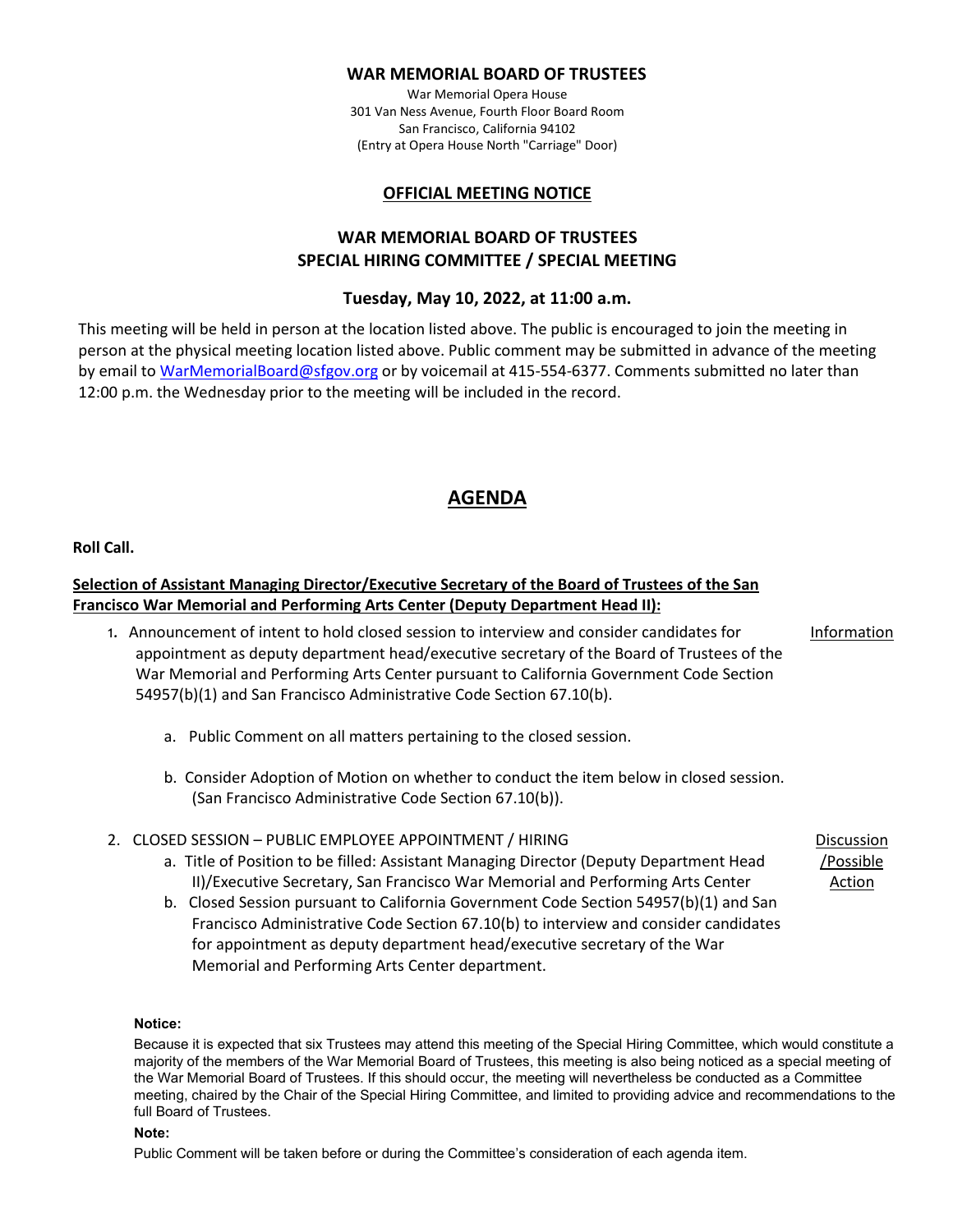**WAR MEMORIAL BOARD OF TRUSTEES**

War Memorial Opera House
301 Van Ness Avenue, Fourth Floor Board Room
San Francisco, California 94102
(Entry at Opera House North "Carriage" Door)

## OFFICIAL MEETING NOTICE

## WAR MEMORIAL BOARD OF TRUSTEES
## SPECIAL HIRING COMMITTEE / SPECIAL MEETING

### Tuesday, May 10, 2022, at 11:00 a.m.

This meeting will be held in person at the location listed above. The public is encouraged to join the meeting in person at the physical meeting location listed above. Public comment may be submitted in advance of the meeting by email to WarMemorialBoard@sfgov.org or by voicemail at 415-554-6377. Comments submitted no later than 12:00 p.m. the Wednesday prior to the meeting will be included in the record.

# AGENDA

**Roll Call.**

**Selection of Assistant Managing Director/Executive Secretary of the Board of Trustees of the San Francisco War Memorial and Performing Arts Center (Deputy Department Head II):**

1. Announcement of intent to hold closed session to interview and consider candidates for appointment as deputy department head/executive secretary of the Board of Trustees of the War Memorial and Performing Arts Center pursuant to California Government Code Section 54957(b)(1) and San Francisco Administrative Code Section 67.10(b). — Information

   a. Public Comment on all matters pertaining to the closed session.

   b. Consider Adoption of Motion on whether to conduct the item below in closed session. (San Francisco Administrative Code Section 67.10(b)).

2. CLOSED SESSION – PUBLIC EMPLOYEE APPOINTMENT / HIRING — Discussion/Possible Action

   a. Title of Position to be filled: Assistant Managing Director (Deputy Department Head II)/Executive Secretary, San Francisco War Memorial and Performing Arts Center

   b. Closed Session pursuant to California Government Code Section 54957(b)(1) and San Francisco Administrative Code Section 67.10(b) to interview and consider candidates for appointment as deputy department head/executive secretary of the War Memorial and Performing Arts Center department.

**Notice:**

Because it is expected that six Trustees may attend this meeting of the Special Hiring Committee, which would constitute a majority of the members of the War Memorial Board of Trustees, this meeting is also being noticed as a special meeting of the War Memorial Board of Trustees. If this should occur, the meeting will nevertheless be conducted as a Committee meeting, chaired by the Chair of the Special Hiring Committee, and limited to providing advice and recommendations to the full Board of Trustees.

**Note:**

Public Comment will be taken before or during the Committee's consideration of each agenda item.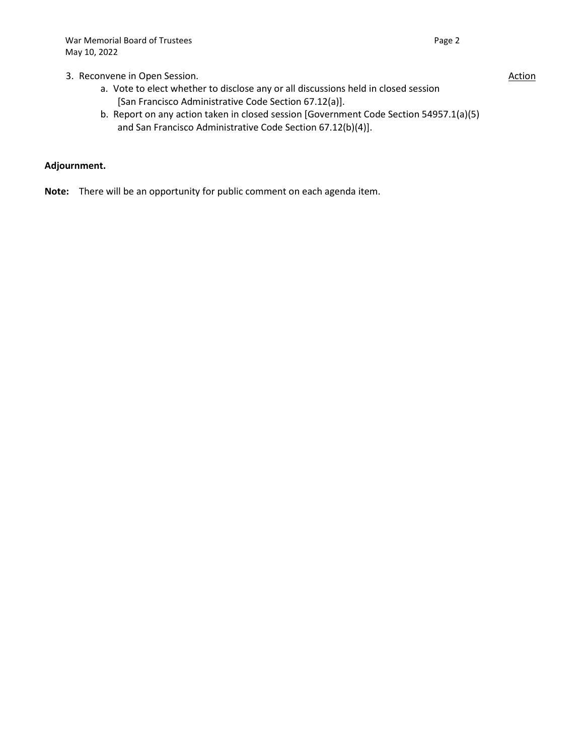3. Reconvene in Open Session. <u>Action</u>
    a. Vote to elect whether to disclose any or all discussions held in closed session [San Francisco Administrative Code Section 67.12(a)].
    b. Report on any action taken in closed session [Government Code Section 54957.1(a)(5) and San Francisco Administrative Code Section 67.12(b)(4)].

**Adjournment.**

**Note:** There will be an opportunity for public comment on each agenda item.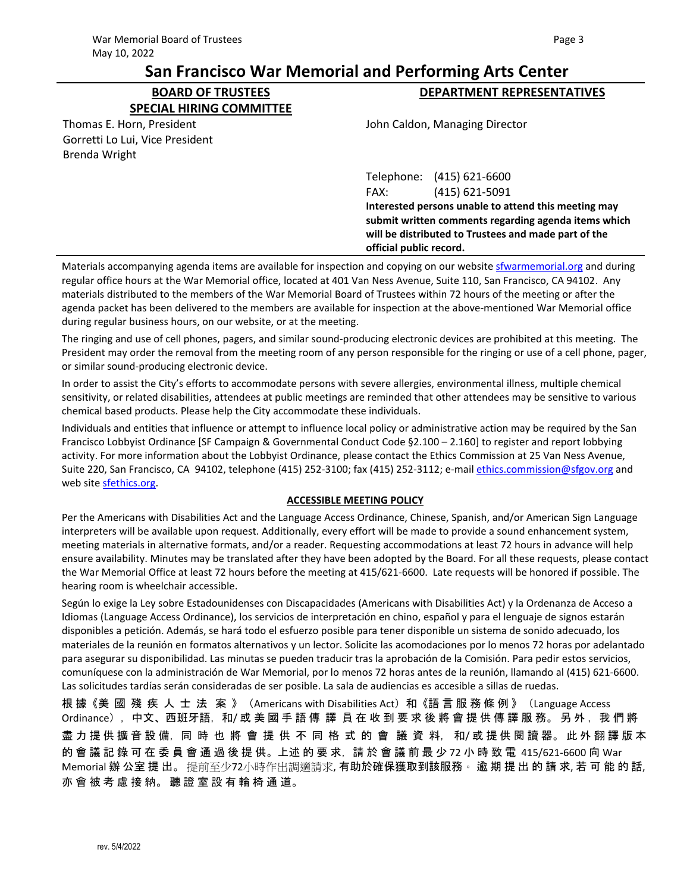# San Francisco War Memorial and Performing Arts Center

| **BOARD OF TRUSTEES SPECIAL HIRING COMMITTEE** | **DEPARTMENT REPRESENTATIVES** |
|---|---|
| Thomas E. Horn, President<br>Gorretti Lo Lui, Vice President<br>Brenda Wright | John Caldon, Managing Director<br><br>Telephone: (415) 621-6600<br>FAX: (415) 621-5091<br>**Interested persons unable to attend this meeting may submit written comments regarding agenda items which will be distributed to Trustees and made part of the official public record.** |

Materials accompanying agenda items are available for inspection and copying on our website sfwarmemorial.org and during regular office hours at the War Memorial office, located at 401 Van Ness Avenue, Suite 110, San Francisco, CA 94102. Any materials distributed to the members of the War Memorial Board of Trustees within 72 hours of the meeting or after the agenda packet has been delivered to the members are available for inspection at the above-mentioned War Memorial office during regular business hours, on our website, or at the meeting.

The ringing and use of cell phones, pagers, and similar sound-producing electronic devices are prohibited at this meeting. The President may order the removal from the meeting room of any person responsible for the ringing or use of a cell phone, pager, or similar sound-producing electronic device.

In order to assist the City's efforts to accommodate persons with severe allergies, environmental illness, multiple chemical sensitivity, or related disabilities, attendees at public meetings are reminded that other attendees may be sensitive to various chemical based products. Please help the City accommodate these individuals.

Individuals and entities that influence or attempt to influence local policy or administrative action may be required by the San Francisco Lobbyist Ordinance [SF Campaign & Governmental Conduct Code §2.100 – 2.160] to register and report lobbying activity. For more information about the Lobbyist Ordinance, please contact the Ethics Commission at 25 Van Ness Avenue, Suite 220, San Francisco, CA 94102, telephone (415) 252-3100; fax (415) 252-3112; e-mail ethics.commission@sfgov.org and web site sfethics.org.

## ACCESSIBLE MEETING POLICY

Per the Americans with Disabilities Act and the Language Access Ordinance, Chinese, Spanish, and/or American Sign Language interpreters will be available upon request. Additionally, every effort will be made to provide a sound enhancement system, meeting materials in alternative formats, and/or a reader. Requesting accommodations at least 72 hours in advance will help ensure availability. Minutes may be translated after they have been adopted by the Board. For all these requests, please contact the War Memorial Office at least 72 hours before the meeting at 415/621-6600. Late requests will be honored if possible. The hearing room is wheelchair accessible.

Según lo exige la Ley sobre Estadounidenses con Discapacidades (Americans with Disabilities Act) y la Ordenanza de Acceso a Idiomas (Language Access Ordinance), los servicios de interpretación en chino, español y para el lenguaje de signos estarán disponibles a petición. Además, se hará todo el esfuerzo posible para tener disponible un sistema de sonido adecuado, los materiales de la reunión en formatos alternativos y un lector. Solicite las acomodaciones por lo menos 72 horas por adelantado para asegurar su disponibilidad. Las minutas se pueden traducir tras la aprobación de la Comisión. Para pedir estos servicios, comuníquese con la administración de War Memorial, por lo menos 72 horas antes de la reunión, llamando al (415) 621-6600. Las solicitudes tardías serán consideradas de ser posible. La sala de audiencias es accesible a sillas de ruedas.

根據《美國殘疾人士法案》（Americans with Disabilities Act）和《語言服務條例》（Language Access Ordinance），中文、西班牙語，和/或美國手語傳譯員在收到要求後將會提供傳譯服務。另外，我們將盡力提供擴音設備，同時也將會提供不同格式的會議資料，和/或提供閱讀器。此外翻譯版本的會議記錄可在委員會通過後提供。上述的要求，請於會議前最少72小時致電 415/621-6600 向 War Memorial 辦公室提出。提前至少72小時作出調適請求,有助於確保獲取到該服務。逾期提出的請求,若可能的話,亦會被考慮接納。聽證室設有輪椅通道。

rev. 5/4/2022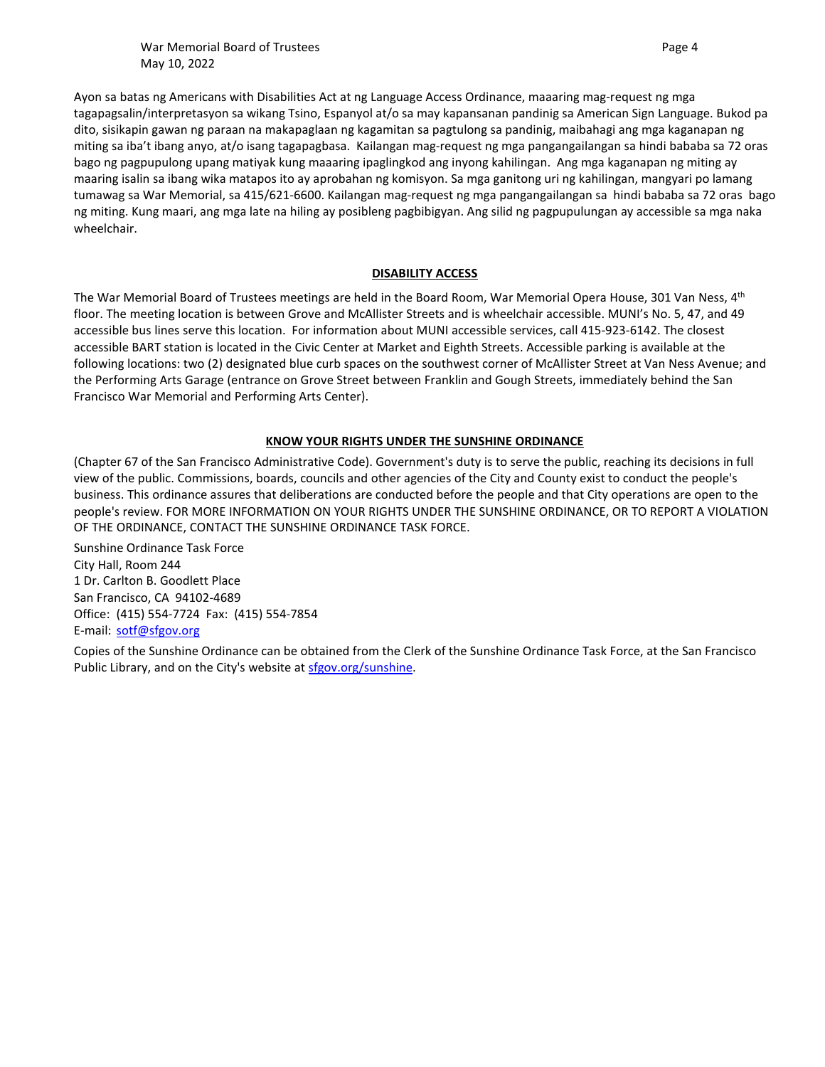Ayon sa batas ng Americans with Disabilities Act at ng Language Access Ordinance, maaaring mag-request ng mga tagapagsalin/interpretasyon sa wikang Tsino, Espanyol at/o sa may kapansanan pandinig sa American Sign Language. Bukod pa dito, sisikapin gawan ng paraan na makapaglaan ng kagamitan sa pagtulong sa pandinig, maibahagi ang mga kaganapan ng miting sa iba't ibang anyo, at/o isang tagapagbasa. Kailangan mag-request ng mga pangangailangan sa hindi bababa sa 72 oras bago ng pagpupulong upang matiyak kung maaaring ipaglingkod ang inyong kahilingan. Ang mga kaganapan ng miting ay maaring isalin sa ibang wika matapos ito ay aprobahan ng komisyon. Sa mga ganitong uri ng kahilingan, mangyari po lamang tumawag sa War Memorial, sa 415/621-6600. Kailangan mag-request ng mga pangangailangan sa hindi bababa sa 72 oras bago ng miting. Kung maari, ang mga late na hiling ay posibleng pagbibigyan. Ang silid ng pagpupulungan ay accessible sa mga naka wheelchair.

## DISABILITY ACCESS

The War Memorial Board of Trustees meetings are held in the Board Room, War Memorial Opera House, 301 Van Ness, 4th floor. The meeting location is between Grove and McAllister Streets and is wheelchair accessible. MUNI's No. 5, 47, and 49 accessible bus lines serve this location. For information about MUNI accessible services, call 415-923-6142. The closest accessible BART station is located in the Civic Center at Market and Eighth Streets. Accessible parking is available at the following locations: two (2) designated blue curb spaces on the southwest corner of McAllister Street at Van Ness Avenue; and the Performing Arts Garage (entrance on Grove Street between Franklin and Gough Streets, immediately behind the San Francisco War Memorial and Performing Arts Center).

## KNOW YOUR RIGHTS UNDER THE SUNSHINE ORDINANCE

(Chapter 67 of the San Francisco Administrative Code). Government's duty is to serve the public, reaching its decisions in full view of the public. Commissions, boards, councils and other agencies of the City and County exist to conduct the people's business. This ordinance assures that deliberations are conducted before the people and that City operations are open to the people's review. FOR MORE INFORMATION ON YOUR RIGHTS UNDER THE SUNSHINE ORDINANCE, OR TO REPORT A VIOLATION OF THE ORDINANCE, CONTACT THE SUNSHINE ORDINANCE TASK FORCE.

Sunshine Ordinance Task Force
City Hall, Room 244
1 Dr. Carlton B. Goodlett Place
San Francisco, CA 94102-4689
Office: (415) 554-7724 Fax: (415) 554-7854
E-mail: sotf@sfgov.org

Copies of the Sunshine Ordinance can be obtained from the Clerk of the Sunshine Ordinance Task Force, at the San Francisco Public Library, and on the City's website at sfgov.org/sunshine.